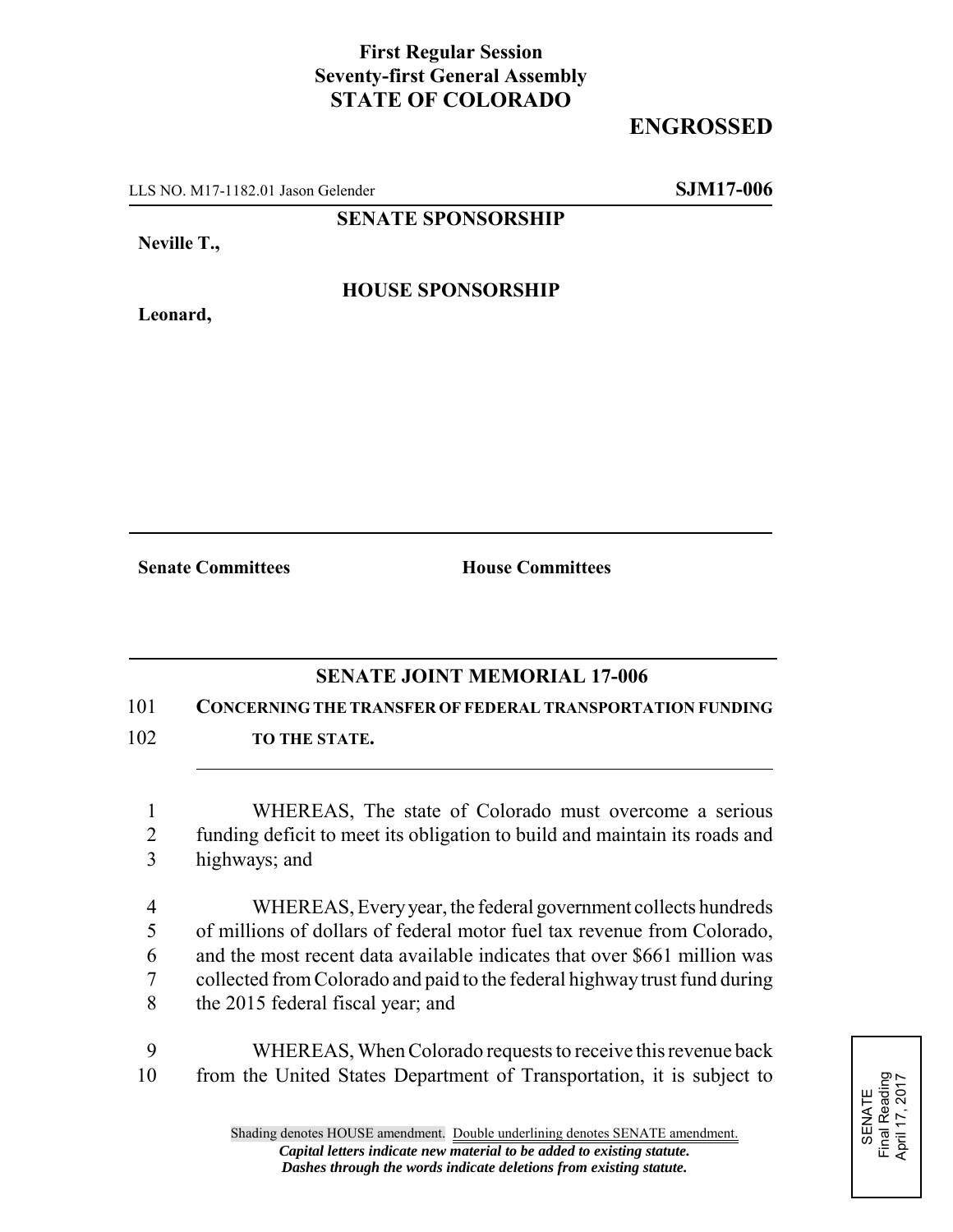**First Regular Session**
**Seventy-first General Assembly**
**STATE OF COLORADO**

# ENGROSSED

LLS NO. M17-1182.01 Jason Gelender **SJM17-006**

**SENATE SPONSORSHIP**

**Neville T.,**

**HOUSE SPONSORSHIP**

**Leonard,**

**Senate Committees** **House Committees**

## SENATE JOINT MEMORIAL 17-006

101 **CONCERNING THE TRANSFER OF FEDERAL TRANSPORTATION FUNDING**
102 **TO THE STATE.**

1 WHEREAS, The state of Colorado must overcome a serious
2 funding deficit to meet its obligation to build and maintain its roads and
3 highways; and

4 WHEREAS, Every year, the federal government collects hundreds
5 of millions of dollars of federal motor fuel tax revenue from Colorado,
6 and the most recent data available indicates that over $661 million was
7 collected from Colorado and paid to the federal highway trust fund during
8 the 2015 federal fiscal year; and

9 WHEREAS, When Colorado requests to receive this revenue back
10 from the United States Department of Transportation, it is subject to

SENATE
Final Reading
April 17, 2017

Shading denotes HOUSE amendment. Double underlining denotes SENATE amendment.
*Capital letters indicate new material to be added to existing statute.*
*Dashes through the words indicate deletions from existing statute.*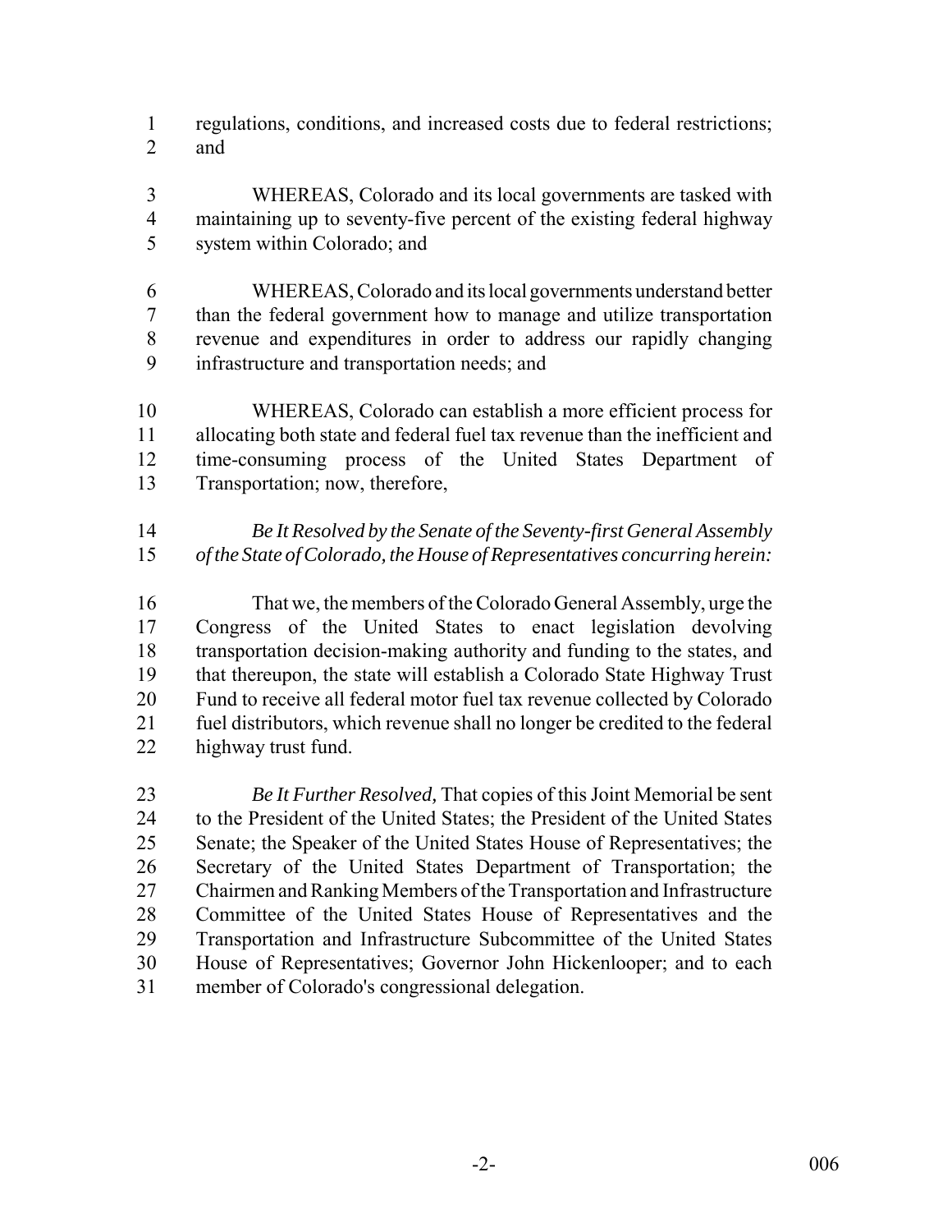regulations, conditions, and increased costs due to federal restrictions; and

WHEREAS, Colorado and its local governments are tasked with maintaining up to seventy-five percent of the existing federal highway system within Colorado; and

WHEREAS, Colorado and its local governments understand better than the federal government how to manage and utilize transportation revenue and expenditures in order to address our rapidly changing infrastructure and transportation needs; and

WHEREAS, Colorado can establish a more efficient process for allocating both state and federal fuel tax revenue than the inefficient and time-consuming process of the United States Department of Transportation; now, therefore,

*Be It Resolved by the Senate of the Seventy-first General Assembly of the State of Colorado, the House of Representatives concurring herein:*

That we, the members of the Colorado General Assembly, urge the Congress of the United States to enact legislation devolving transportation decision-making authority and funding to the states, and that thereupon, the state will establish a Colorado State Highway Trust Fund to receive all federal motor fuel tax revenue collected by Colorado fuel distributors, which revenue shall no longer be credited to the federal highway trust fund.

*Be It Further Resolved,* That copies of this Joint Memorial be sent to the President of the United States; the President of the United States Senate; the Speaker of the United States House of Representatives; the Secretary of the United States Department of Transportation; the Chairmen and Ranking Members of the Transportation and Infrastructure Committee of the United States House of Representatives and the Transportation and Infrastructure Subcommittee of the United States House of Representatives; Governor John Hickenlooper; and to each member of Colorado's congressional delegation.